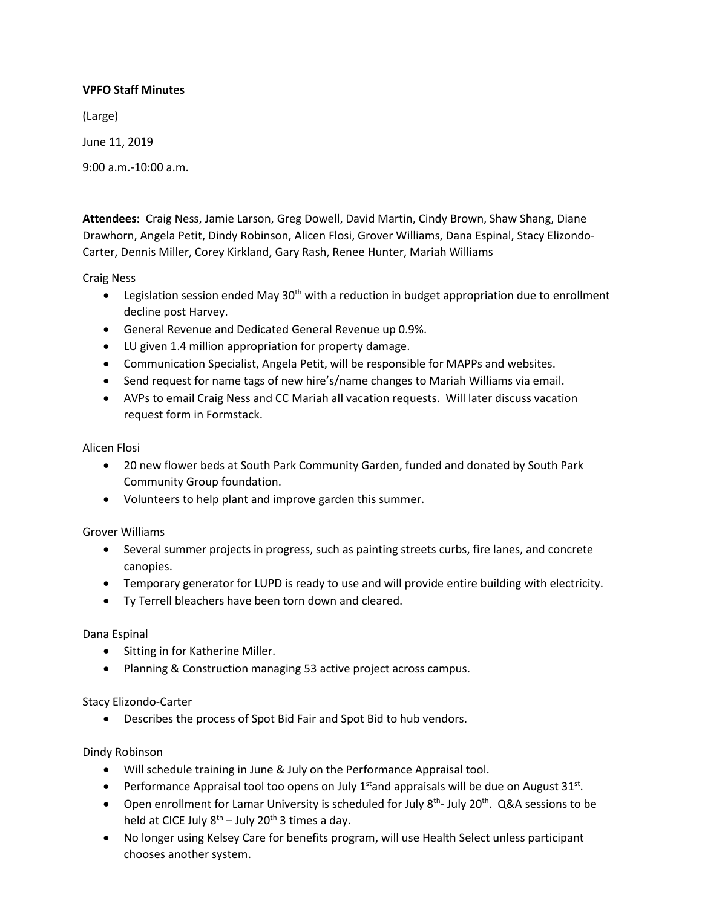**VPFO Staff Minutes**

(Large)

June 11, 2019

9:00 a.m.-10:00 a.m.

**Attendees:** Craig Ness, Jamie Larson, Greg Dowell, David Martin, Cindy Brown, Shaw Shang, Diane Drawhorn, Angela Petit, Dindy Robinson, Alicen Flosi, Grover Williams, Dana Espinal, Stacy Elizondo-Carter, Dennis Miller, Corey Kirkland, Gary Rash, Renee Hunter, Mariah Williams

Craig Ness

- Legislation session ended May 30th with a reduction in budget appropriation due to enrollment decline post Harvey.
- General Revenue and Dedicated General Revenue up 0.9%.
- LU given 1.4 million appropriation for property damage.
- Communication Specialist, Angela Petit, will be responsible for MAPPs and websites.
- Send request for name tags of new hire's/name changes to Mariah Williams via email.
- AVPs to email Craig Ness and CC Mariah all vacation requests. Will later discuss vacation request form in Formstack.

Alicen Flosi

- 20 new flower beds at South Park Community Garden, funded and donated by South Park Community Group foundation.
- Volunteers to help plant and improve garden this summer.

Grover Williams

- Several summer projects in progress, such as painting streets curbs, fire lanes, and concrete canopies.
- Temporary generator for LUPD is ready to use and will provide entire building with electricity.
- Ty Terrell bleachers have been torn down and cleared.

Dana Espinal

- Sitting in for Katherine Miller.
- Planning & Construction managing 53 active project across campus.

Stacy Elizondo-Carter

- Describes the process of Spot Bid Fair and Spot Bid to hub vendors.

Dindy Robinson

- Will schedule training in June & July on the Performance Appraisal tool.
- Performance Appraisal tool too opens on July 1st and appraisals will be due on August 31st.
- Open enrollment for Lamar University is scheduled for July 8th- July 20th. Q&A sessions to be held at CICE July 8th – July 20th 3 times a day.
- No longer using Kelsey Care for benefits program, will use Health Select unless participant chooses another system.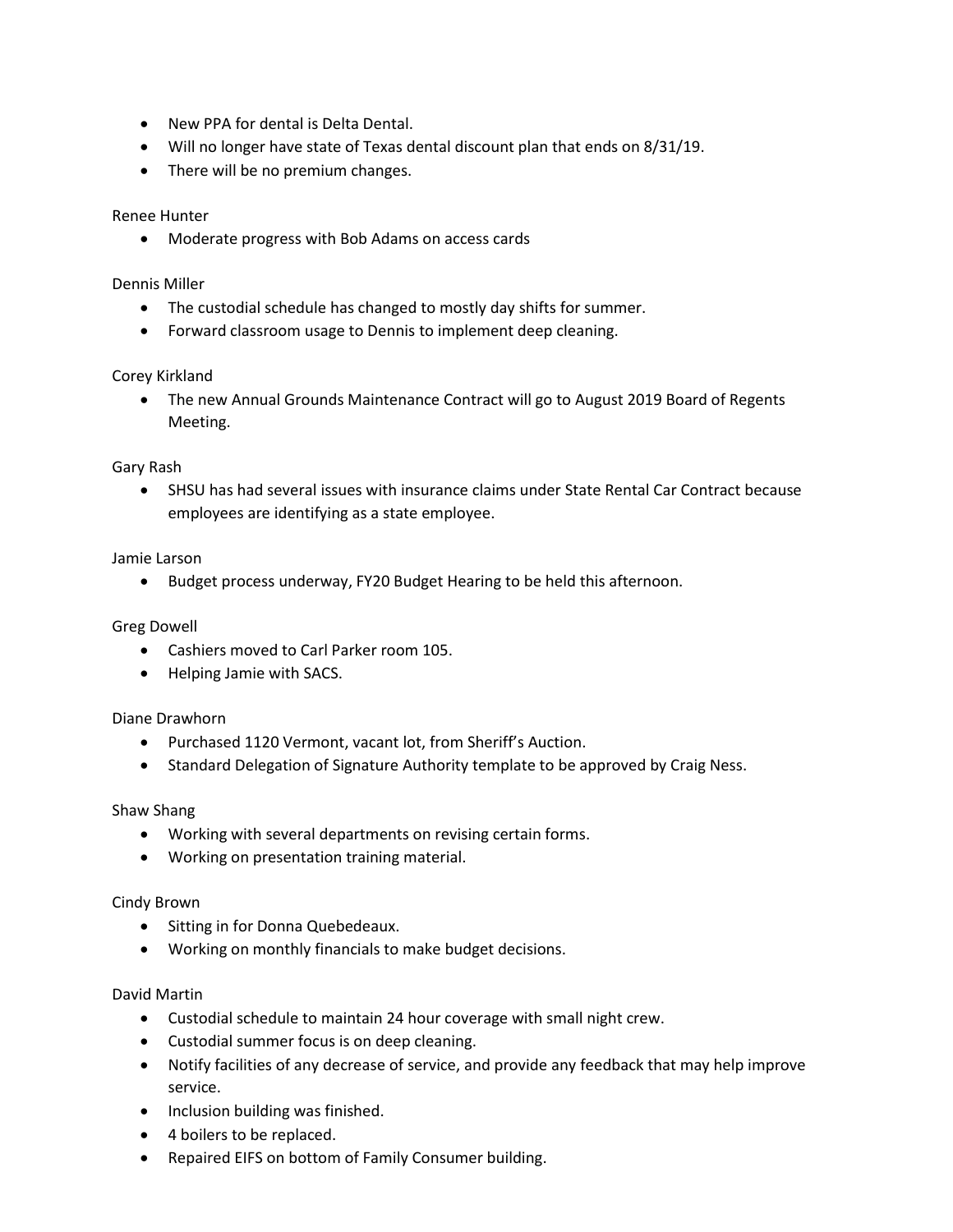- New PPA for dental is Delta Dental.
- Will no longer have state of Texas dental discount plan that ends on 8/31/19.
- There will be no premium changes.

Renee Hunter

- Moderate progress with Bob Adams on access cards

Dennis Miller

- The custodial schedule has changed to mostly day shifts for summer.
- Forward classroom usage to Dennis to implement deep cleaning.

Corey Kirkland

- The new Annual Grounds Maintenance Contract will go to August 2019 Board of Regents Meeting.

Gary Rash

- SHSU has had several issues with insurance claims under State Rental Car Contract because employees are identifying as a state employee.

Jamie Larson

- Budget process underway, FY20 Budget Hearing to be held this afternoon.

Greg Dowell

- Cashiers moved to Carl Parker room 105.
- Helping Jamie with SACS.

Diane Drawhorn

- Purchased 1120 Vermont, vacant lot, from Sheriff's Auction.
- Standard Delegation of Signature Authority template to be approved by Craig Ness.

Shaw Shang

- Working with several departments on revising certain forms.
- Working on presentation training material.

Cindy Brown

- Sitting in for Donna Quebedeaux.
- Working on monthly financials to make budget decisions.

David Martin

- Custodial schedule to maintain 24 hour coverage with small night crew.
- Custodial summer focus is on deep cleaning.
- Notify facilities of any decrease of service, and provide any feedback that may help improve service.
- Inclusion building was finished.
- 4 boilers to be replaced.
- Repaired EIFS on bottom of Family Consumer building.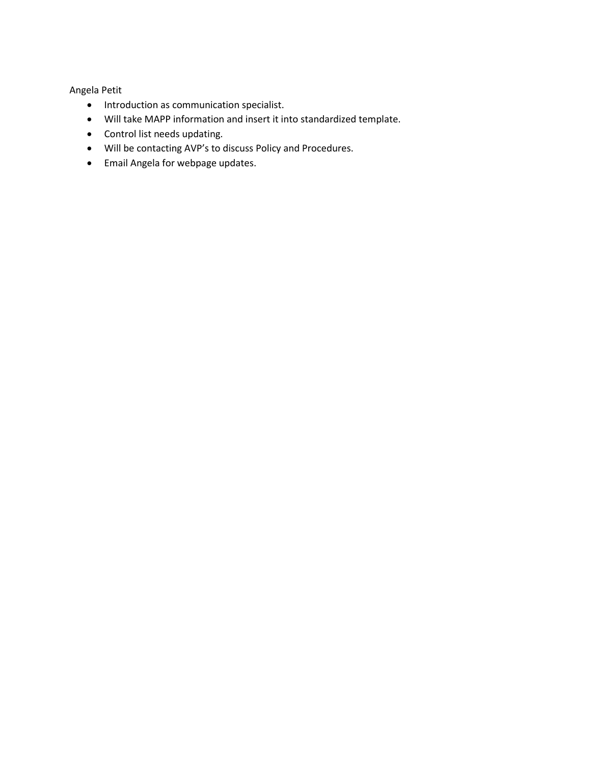Angela Petit

- Introduction as communication specialist.
- Will take MAPP information and insert it into standardized template.
- Control list needs updating.
- Will be contacting AVP's to discuss Policy and Procedures.
- Email Angela for webpage updates.